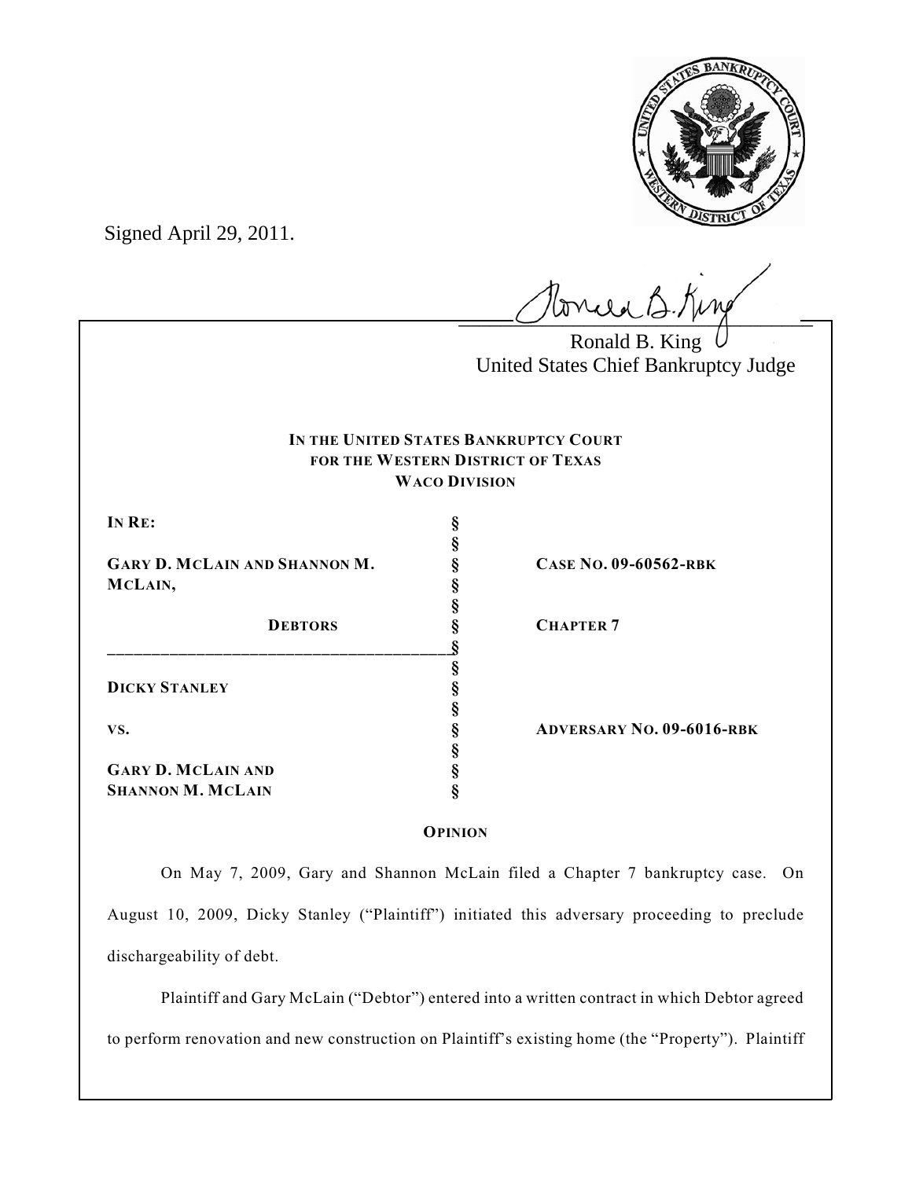Signed April 29, 2011.

Ronald B. King
United States Chief Bankruptcy Judge

**IN THE UNITED STATES BANKRUPTCY COURT**
**FOR THE WESTERN DISTRICT OF TEXAS**
**WACO DIVISION**

| | | |
|---|---|---|
| **IN RE:** | § | |
| | § | |
| **GARY D. MCLAIN AND SHANNON M. MCLAIN,** | § | **CASE NO. 09-60562-RBK** |
| | § | |
| **DEBTORS** | § | **CHAPTER 7** |
| | § | |
| **DICKY STANLEY** | § | |
| | § | |
| **VS.** | § | **ADVERSARY NO. 09-6016-RBK** |
| | § | |
| **GARY D. MCLAIN AND SHANNON M. MCLAIN** | § | |

**OPINION**

On May 7, 2009, Gary and Shannon McLain filed a Chapter 7 bankruptcy case. On August 10, 2009, Dicky Stanley ("Plaintiff") initiated this adversary proceeding to preclude dischargeability of debt.

Plaintiff and Gary McLain ("Debtor") entered into a written contract in which Debtor agreed to perform renovation and new construction on Plaintiff's existing home (the "Property"). Plaintiff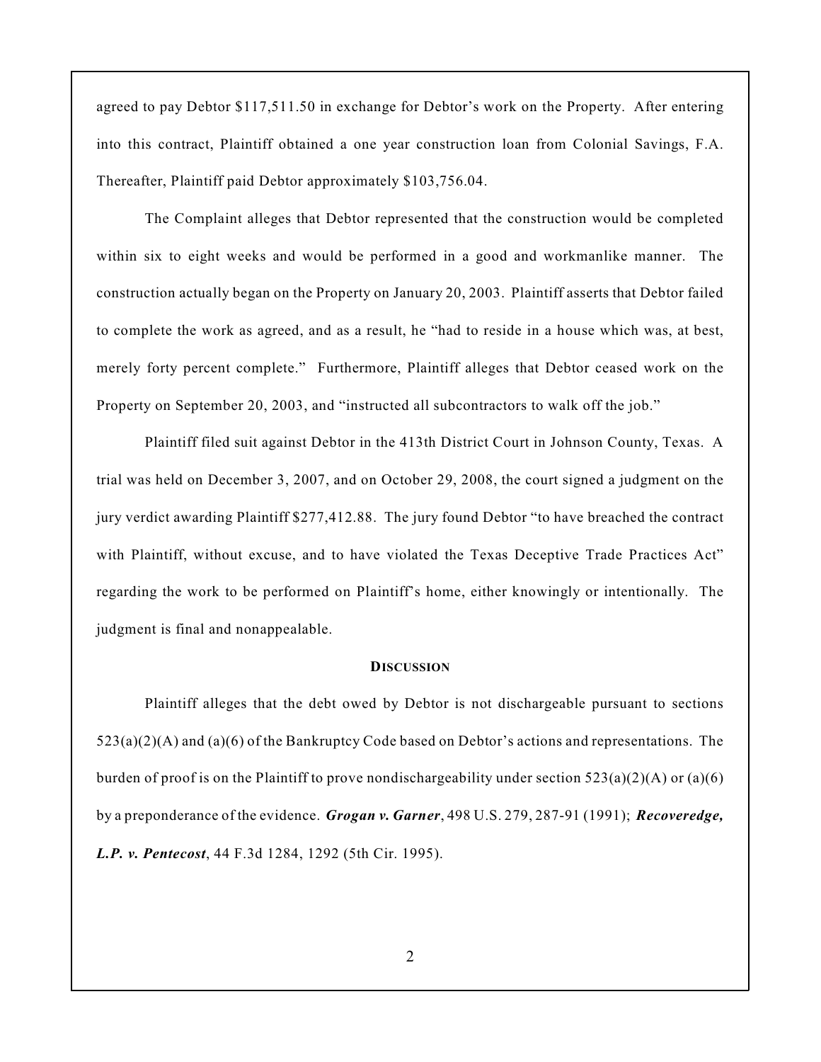agreed to pay Debtor $117,511.50 in exchange for Debtor's work on the Property. After entering into this contract, Plaintiff obtained a one year construction loan from Colonial Savings, F.A. Thereafter, Plaintiff paid Debtor approximately $103,756.04.

The Complaint alleges that Debtor represented that the construction would be completed within six to eight weeks and would be performed in a good and workmanlike manner. The construction actually began on the Property on January 20, 2003. Plaintiff asserts that Debtor failed to complete the work as agreed, and as a result, he "had to reside in a house which was, at best, merely forty percent complete." Furthermore, Plaintiff alleges that Debtor ceased work on the Property on September 20, 2003, and "instructed all subcontractors to walk off the job."

Plaintiff filed suit against Debtor in the 413th District Court in Johnson County, Texas. A trial was held on December 3, 2007, and on October 29, 2008, the court signed a judgment on the jury verdict awarding Plaintiff $277,412.88. The jury found Debtor "to have breached the contract with Plaintiff, without excuse, and to have violated the Texas Deceptive Trade Practices Act" regarding the work to be performed on Plaintiff's home, either knowingly or intentionally. The judgment is final and nonappealable.

**DISCUSSION**

Plaintiff alleges that the debt owed by Debtor is not dischargeable pursuant to sections 523(a)(2)(A) and (a)(6) of the Bankruptcy Code based on Debtor's actions and representations. The burden of proof is on the Plaintiff to prove nondischargeability under section 523(a)(2)(A) or (a)(6) by a preponderance of the evidence. ***Grogan v. Garner***, 498 U.S. 279, 287-91 (1991); ***Recoveredge, L.P. v. Pentecost***, 44 F.3d 1284, 1292 (5th Cir. 1995).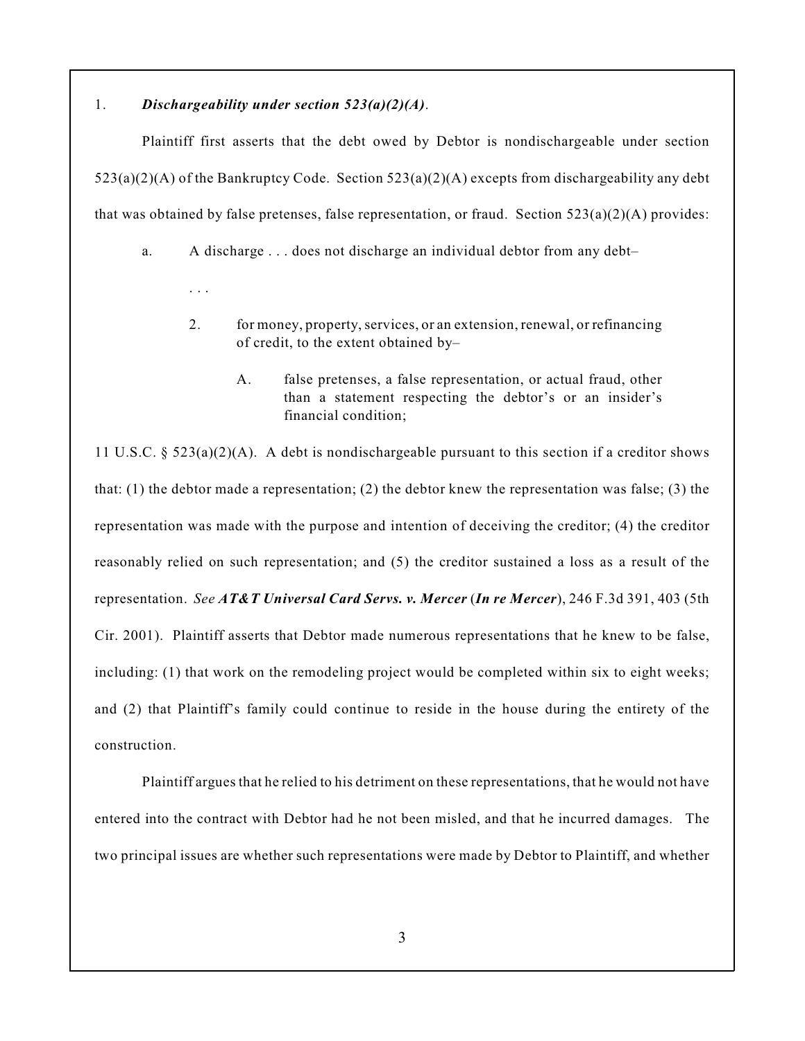1. ***Dischargeability under section 523(a)(2)(A)***.

Plaintiff first asserts that the debt owed by Debtor is nondischargeable under section 523(a)(2)(A) of the Bankruptcy Code. Section 523(a)(2)(A) excepts from dischargeability any debt that was obtained by false pretenses, false representation, or fraud. Section 523(a)(2)(A) provides:

> a. A discharge . . . does not discharge an individual debtor from any debt–
>
> . . .
>
> > 2. for money, property, services, or an extension, renewal, or refinancing of credit, to the extent obtained by–
> >
> > > A. false pretenses, a false representation, or actual fraud, other than a statement respecting the debtor's or an insider's financial condition;

11 U.S.C. § 523(a)(2)(A). A debt is nondischargeable pursuant to this section if a creditor shows that: (1) the debtor made a representation; (2) the debtor knew the representation was false; (3) the representation was made with the purpose and intention of deceiving the creditor; (4) the creditor reasonably relied on such representation; and (5) the creditor sustained a loss as a result of the representation. *See* ***AT&T Universal Card Servs. v. Mercer*** (***In re Mercer***), 246 F.3d 391, 403 (5th Cir. 2001). Plaintiff asserts that Debtor made numerous representations that he knew to be false, including: (1) that work on the remodeling project would be completed within six to eight weeks; and (2) that Plaintiff's family could continue to reside in the house during the entirety of the construction.

Plaintiff argues that he relied to his detriment on these representations, that he would not have entered into the contract with Debtor had he not been misled, and that he incurred damages. The two principal issues are whether such representations were made by Debtor to Plaintiff, and whether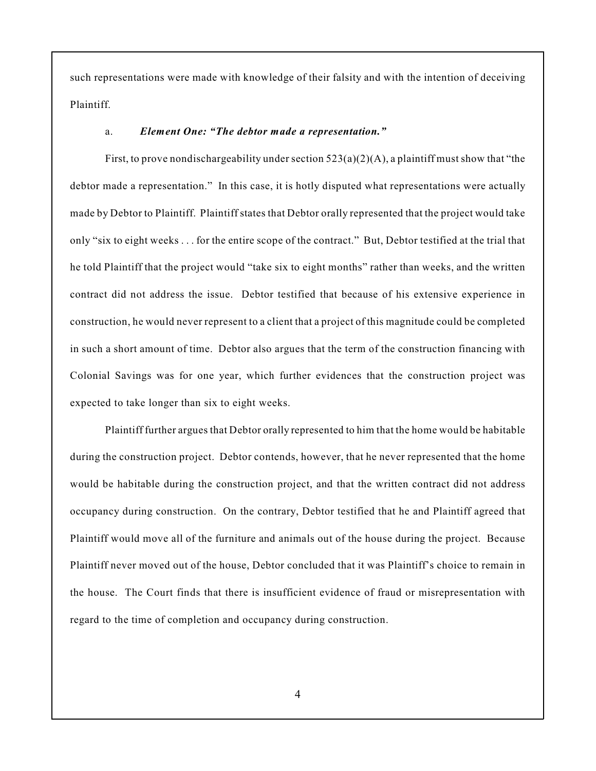such representations were made with knowledge of their falsity and with the intention of deceiving Plaintiff.

a. ***Element One: "The debtor made a representation."***

First, to prove nondischargeability under section 523(a)(2)(A), a plaintiff must show that "the debtor made a representation." In this case, it is hotly disputed what representations were actually made by Debtor to Plaintiff. Plaintiff states that Debtor orally represented that the project would take only "six to eight weeks . . . for the entire scope of the contract." But, Debtor testified at the trial that he told Plaintiff that the project would "take six to eight months" rather than weeks, and the written contract did not address the issue. Debtor testified that because of his extensive experience in construction, he would never represent to a client that a project of this magnitude could be completed in such a short amount of time. Debtor also argues that the term of the construction financing with Colonial Savings was for one year, which further evidences that the construction project was expected to take longer than six to eight weeks.

Plaintiff further argues that Debtor orally represented to him that the home would be habitable during the construction project. Debtor contends, however, that he never represented that the home would be habitable during the construction project, and that the written contract did not address occupancy during construction. On the contrary, Debtor testified that he and Plaintiff agreed that Plaintiff would move all of the furniture and animals out of the house during the project. Because Plaintiff never moved out of the house, Debtor concluded that it was Plaintiff's choice to remain in the house. The Court finds that there is insufficient evidence of fraud or misrepresentation with regard to the time of completion and occupancy during construction.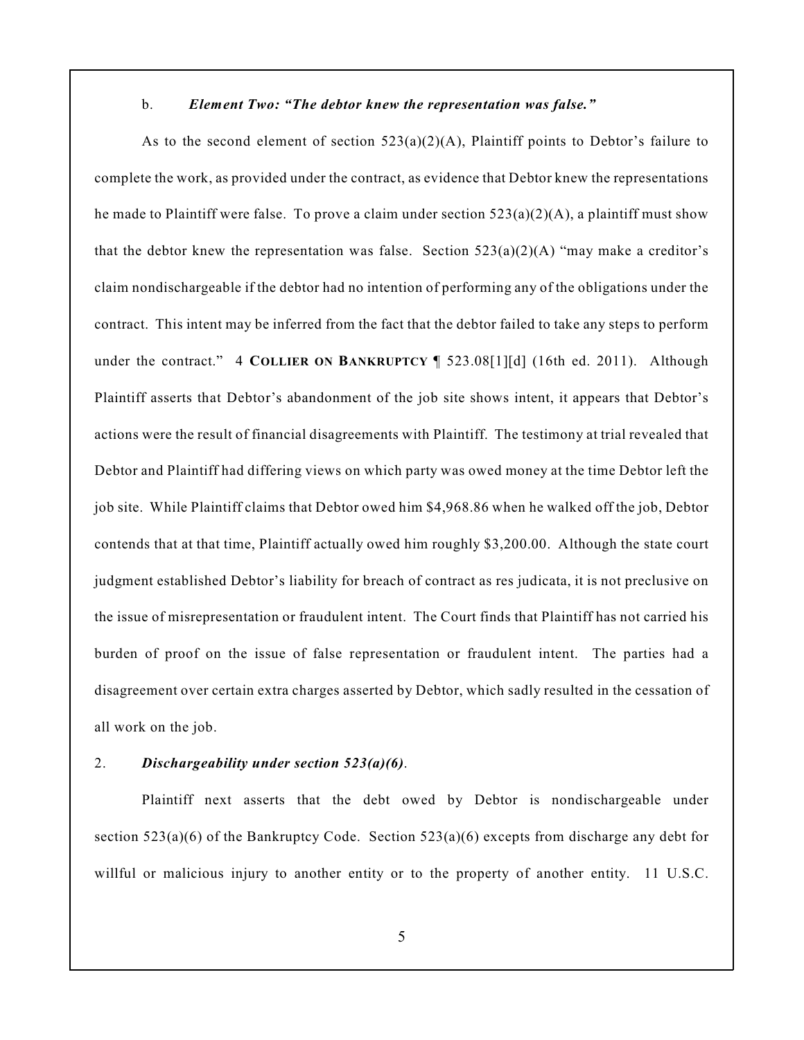b. ***Element Two: "The debtor knew the representation was false."***

As to the second element of section 523(a)(2)(A), Plaintiff points to Debtor's failure to complete the work, as provided under the contract, as evidence that Debtor knew the representations he made to Plaintiff were false. To prove a claim under section 523(a)(2)(A), a plaintiff must show that the debtor knew the representation was false. Section 523(a)(2)(A) "may make a creditor's claim nondischargeable if the debtor had no intention of performing any of the obligations under the contract. This intent may be inferred from the fact that the debtor failed to take any steps to perform under the contract." 4 **COLLIER ON BANKRUPTCY** ¶ 523.08[1][d] (16th ed. 2011). Although Plaintiff asserts that Debtor's abandonment of the job site shows intent, it appears that Debtor's actions were the result of financial disagreements with Plaintiff. The testimony at trial revealed that Debtor and Plaintiff had differing views on which party was owed money at the time Debtor left the job site. While Plaintiff claims that Debtor owed him $4,968.86 when he walked off the job, Debtor contends that at that time, Plaintiff actually owed him roughly $3,200.00. Although the state court judgment established Debtor's liability for breach of contract as res judicata, it is not preclusive on the issue of misrepresentation or fraudulent intent. The Court finds that Plaintiff has not carried his burden of proof on the issue of false representation or fraudulent intent. The parties had a disagreement over certain extra charges asserted by Debtor, which sadly resulted in the cessation of all work on the job.

2. ***Dischargeability under section 523(a)(6)***.

Plaintiff next asserts that the debt owed by Debtor is nondischargeable under section 523(a)(6) of the Bankruptcy Code. Section 523(a)(6) excepts from discharge any debt for willful or malicious injury to another entity or to the property of another entity. 11 U.S.C.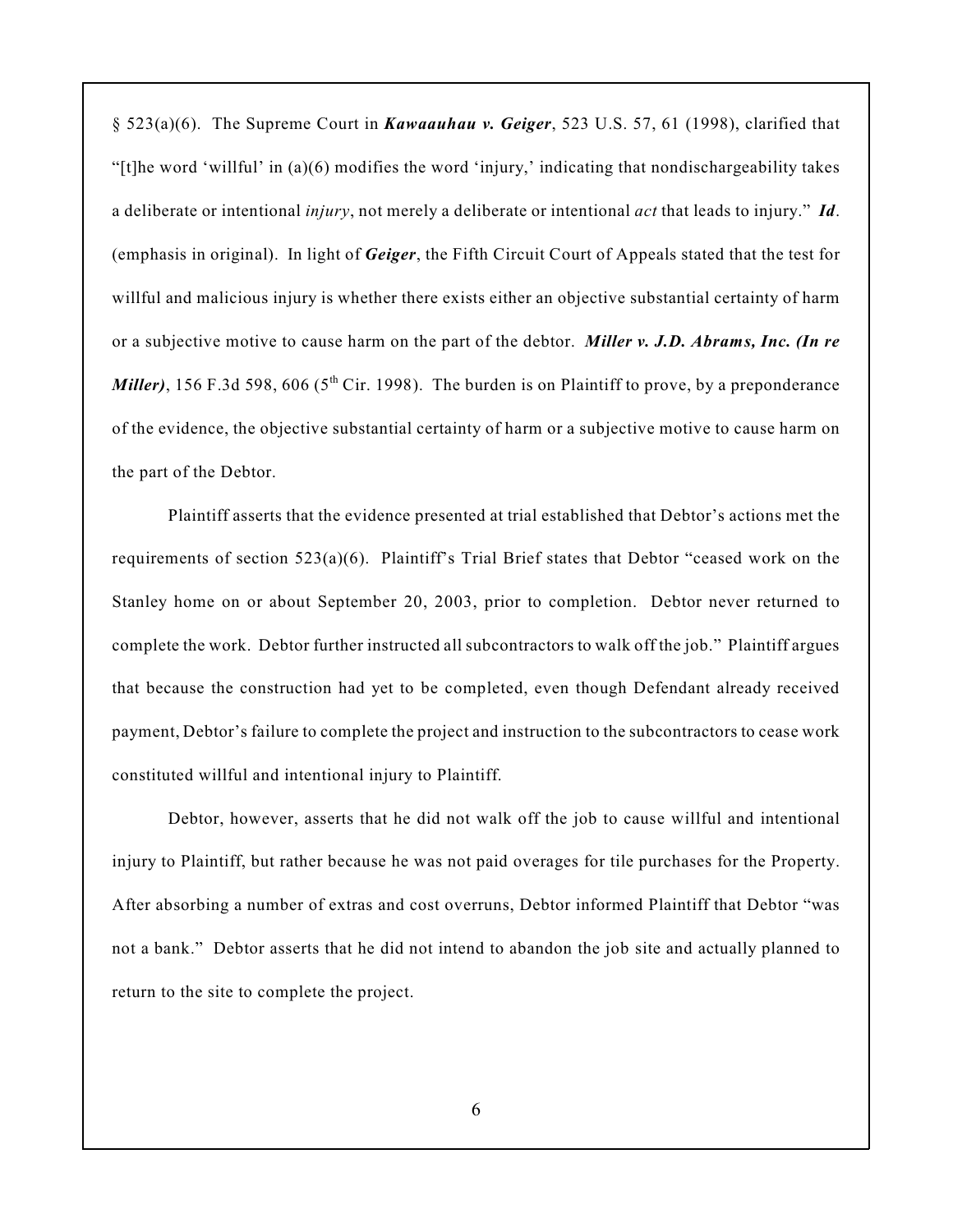§ 523(a)(6). The Supreme Court in ***Kawaauhau v. Geiger***, 523 U.S. 57, 61 (1998), clarified that "[t]he word 'willful' in (a)(6) modifies the word 'injury,' indicating that nondischargeability takes a deliberate or intentional *injury*, not merely a deliberate or intentional *act* that leads to injury." ***Id***. (emphasis in original). In light of ***Geiger***, the Fifth Circuit Court of Appeals stated that the test for willful and malicious injury is whether there exists either an objective substantial certainty of harm or a subjective motive to cause harm on the part of the debtor. ***Miller v. J.D. Abrams, Inc. (In re Miller)***, 156 F.3d 598, 606 (5th Cir. 1998). The burden is on Plaintiff to prove, by a preponderance of the evidence, the objective substantial certainty of harm or a subjective motive to cause harm on the part of the Debtor.

Plaintiff asserts that the evidence presented at trial established that Debtor's actions met the requirements of section 523(a)(6). Plaintiff's Trial Brief states that Debtor "ceased work on the Stanley home on or about September 20, 2003, prior to completion. Debtor never returned to complete the work. Debtor further instructed all subcontractors to walk off the job." Plaintiff argues that because the construction had yet to be completed, even though Defendant already received payment, Debtor's failure to complete the project and instruction to the subcontractors to cease work constituted willful and intentional injury to Plaintiff.

Debtor, however, asserts that he did not walk off the job to cause willful and intentional injury to Plaintiff, but rather because he was not paid overages for tile purchases for the Property. After absorbing a number of extras and cost overruns, Debtor informed Plaintiff that Debtor "was not a bank." Debtor asserts that he did not intend to abandon the job site and actually planned to return to the site to complete the project.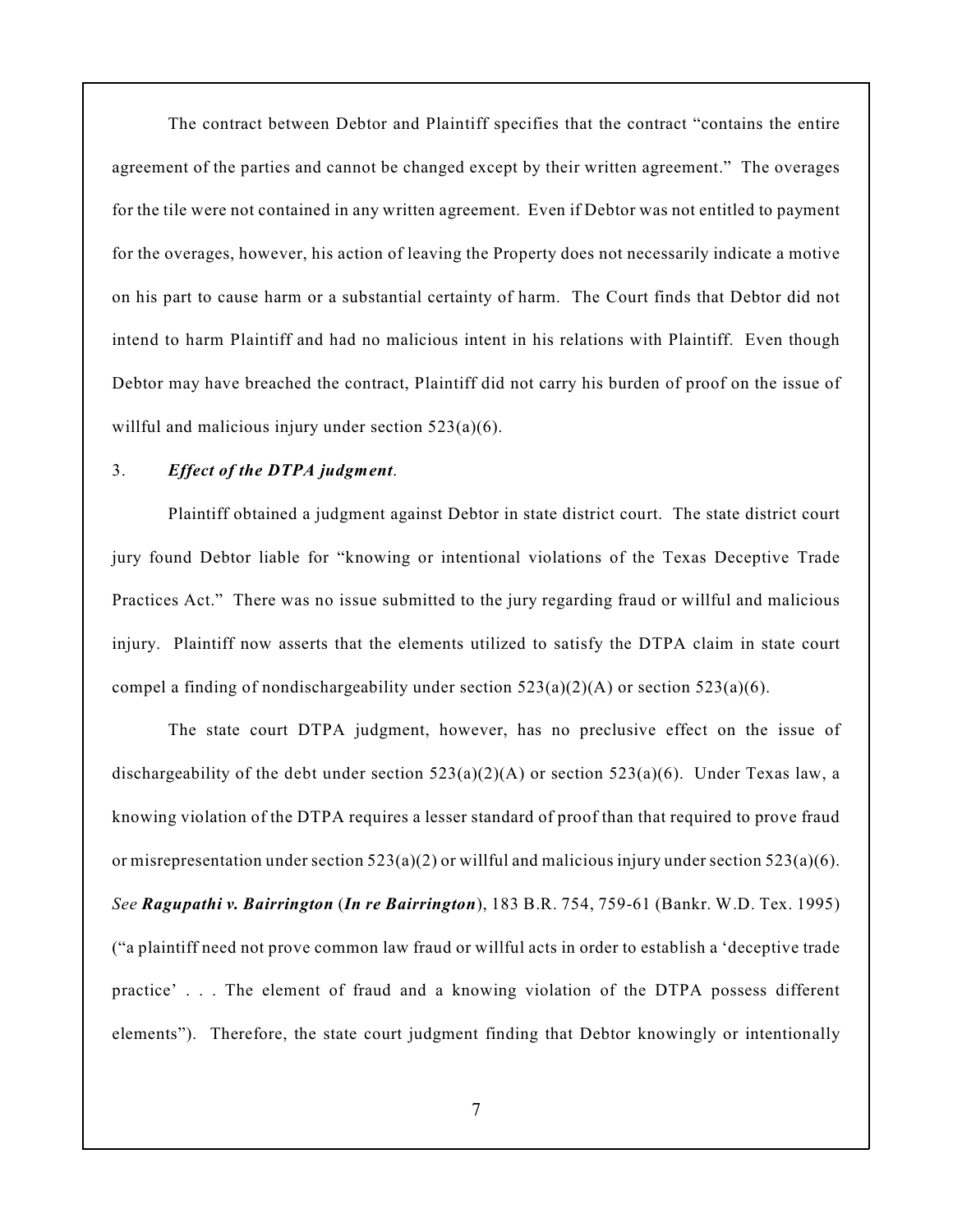The contract between Debtor and Plaintiff specifies that the contract "contains the entire agreement of the parties and cannot be changed except by their written agreement." The overages for the tile were not contained in any written agreement. Even if Debtor was not entitled to payment for the overages, however, his action of leaving the Property does not necessarily indicate a motive on his part to cause harm or a substantial certainty of harm. The Court finds that Debtor did not intend to harm Plaintiff and had no malicious intent in his relations with Plaintiff. Even though Debtor may have breached the contract, Plaintiff did not carry his burden of proof on the issue of willful and malicious injury under section 523(a)(6).

3. ***Effect of the DTPA judgment***.

Plaintiff obtained a judgment against Debtor in state district court. The state district court jury found Debtor liable for "knowing or intentional violations of the Texas Deceptive Trade Practices Act." There was no issue submitted to the jury regarding fraud or willful and malicious injury. Plaintiff now asserts that the elements utilized to satisfy the DTPA claim in state court compel a finding of nondischargeability under section 523(a)(2)(A) or section 523(a)(6).

The state court DTPA judgment, however, has no preclusive effect on the issue of dischargeability of the debt under section 523(a)(2)(A) or section 523(a)(6). Under Texas law, a knowing violation of the DTPA requires a lesser standard of proof than that required to prove fraud or misrepresentation under section 523(a)(2) or willful and malicious injury under section 523(a)(6). *See* ***Ragupathi v. Bairrington*** (***In re Bairrington***), 183 B.R. 754, 759-61 (Bankr. W.D. Tex. 1995) ("a plaintiff need not prove common law fraud or willful acts in order to establish a 'deceptive trade practice' . . . The element of fraud and a knowing violation of the DTPA possess different elements"). Therefore, the state court judgment finding that Debtor knowingly or intentionally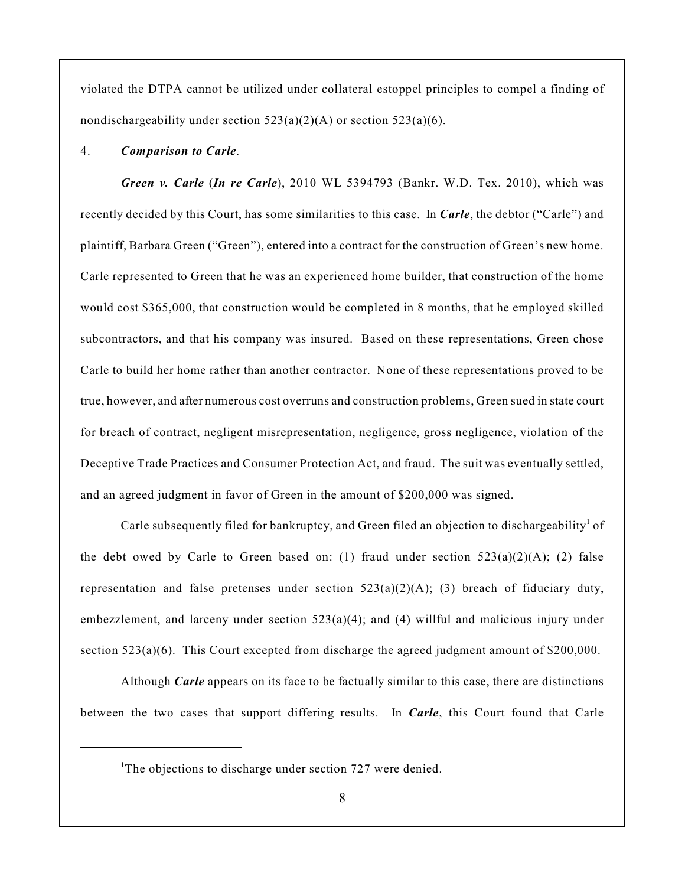violated the DTPA cannot be utilized under collateral estoppel principles to compel a finding of nondischargeability under section 523(a)(2)(A) or section 523(a)(6).

4. ***Comparison to Carle*.**

***Green v. Carle*** (***In re Carle***), 2010 WL 5394793 (Bankr. W.D. Tex. 2010), which was recently decided by this Court, has some similarities to this case. In ***Carle***, the debtor ("Carle") and plaintiff, Barbara Green ("Green"), entered into a contract for the construction of Green's new home. Carle represented to Green that he was an experienced home builder, that construction of the home would cost \$365,000, that construction would be completed in 8 months, that he employed skilled subcontractors, and that his company was insured. Based on these representations, Green chose Carle to build her home rather than another contractor. None of these representations proved to be true, however, and after numerous cost overruns and construction problems, Green sued in state court for breach of contract, negligent misrepresentation, negligence, gross negligence, violation of the Deceptive Trade Practices and Consumer Protection Act, and fraud. The suit was eventually settled, and an agreed judgment in favor of Green in the amount of \$200,000 was signed.

Carle subsequently filed for bankruptcy, and Green filed an objection to dischargeability[1] of the debt owed by Carle to Green based on: (1) fraud under section 523(a)(2)(A); (2) false representation and false pretenses under section 523(a)(2)(A); (3) breach of fiduciary duty, embezzlement, and larceny under section 523(a)(4); and (4) willful and malicious injury under section 523(a)(6). This Court excepted from discharge the agreed judgment amount of \$200,000.

Although ***Carle*** appears on its face to be factually similar to this case, there are distinctions between the two cases that support differing results. In ***Carle***, this Court found that Carle

---

[1] The objections to discharge under section 727 were denied.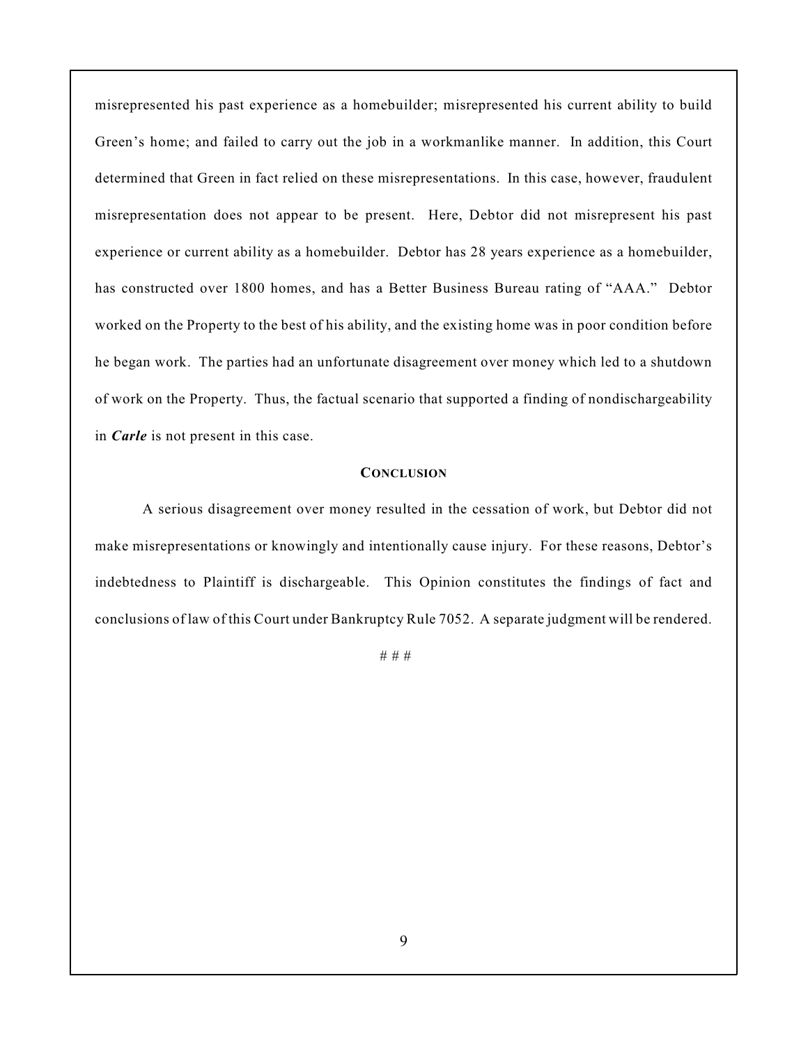misrepresented his past experience as a homebuilder; misrepresented his current ability to build Green's home; and failed to carry out the job in a workmanlike manner. In addition, this Court determined that Green in fact relied on these misrepresentations. In this case, however, fraudulent misrepresentation does not appear to be present. Here, Debtor did not misrepresent his past experience or current ability as a homebuilder. Debtor has 28 years experience as a homebuilder, has constructed over 1800 homes, and has a Better Business Bureau rating of "AAA." Debtor worked on the Property to the best of his ability, and the existing home was in poor condition before he began work. The parties had an unfortunate disagreement over money which led to a shutdown of work on the Property. Thus, the factual scenario that supported a finding of nondischargeability in ***Carle*** is not present in this case.

## CONCLUSION

A serious disagreement over money resulted in the cessation of work, but Debtor did not make misrepresentations or knowingly and intentionally cause injury. For these reasons, Debtor's indebtedness to Plaintiff is dischargeable. This Opinion constitutes the findings of fact and conclusions of law of this Court under Bankruptcy Rule 7052. A separate judgment will be rendered.

# # #